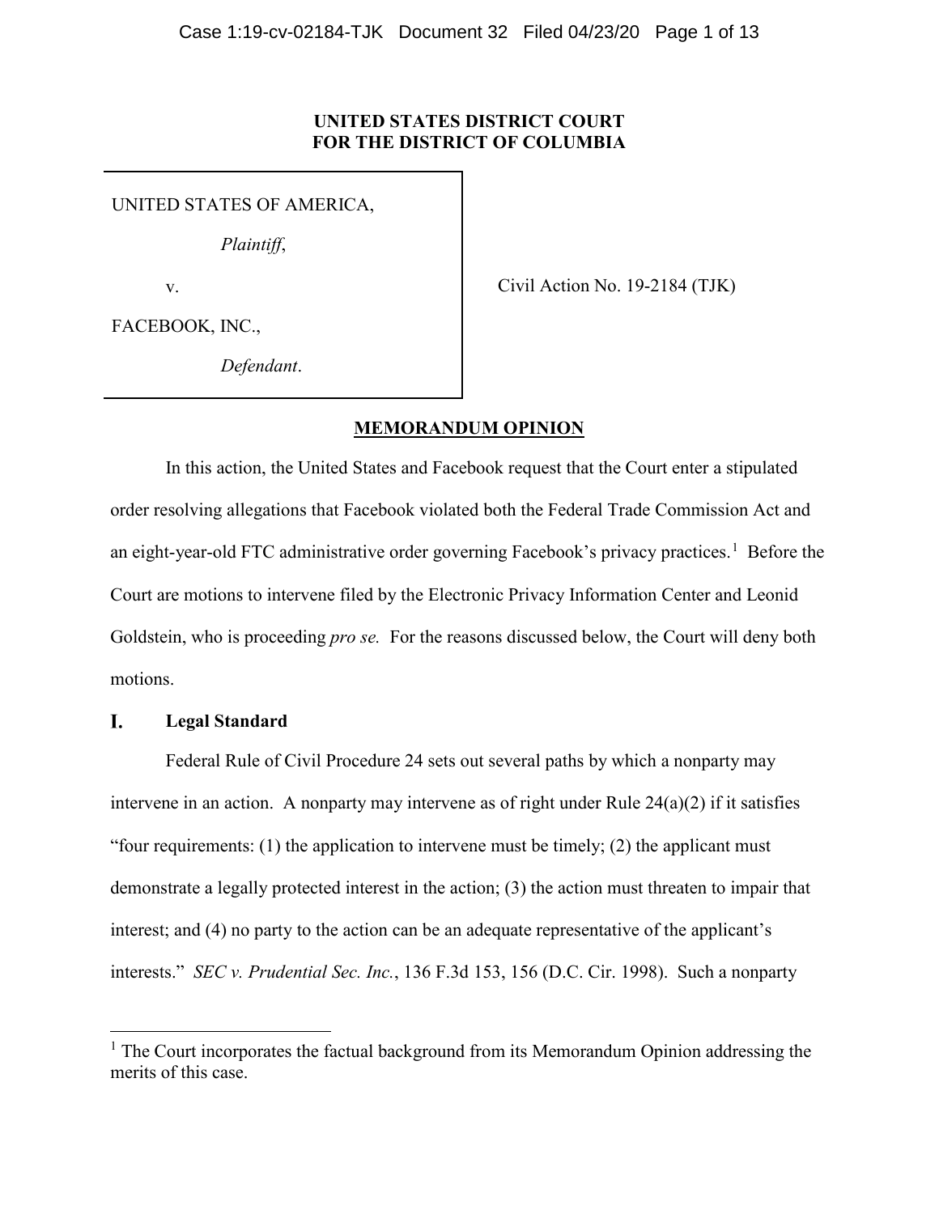**UNITED STATES DISTRICT COURT**
**FOR THE DISTRICT OF COLUMBIA**

UNITED STATES OF AMERICA,

*Plaintiff*,

v.

FACEBOOK, INC.,

*Defendant*.

Civil Action No. 19-2184 (TJK)

**MEMORANDUM OPINION**

In this action, the United States and Facebook request that the Court enter a stipulated order resolving allegations that Facebook violated both the Federal Trade Commission Act and an eight-year-old FTC administrative order governing Facebook's privacy practices.[1] Before the Court are motions to intervene filed by the Electronic Privacy Information Center and Leonid Goldstein, who is proceeding *pro se.* For the reasons discussed below, the Court will deny both motions.

## I. Legal Standard

Federal Rule of Civil Procedure 24 sets out several paths by which a nonparty may intervene in an action. A nonparty may intervene as of right under Rule 24(a)(2) if it satisfies "four requirements: (1) the application to intervene must be timely; (2) the applicant must demonstrate a legally protected interest in the action; (3) the action must threaten to impair that interest; and (4) no party to the action can be an adequate representative of the applicant's interests." *SEC v. Prudential Sec. Inc.*, 136 F.3d 153, 156 (D.C. Cir. 1998). Such a nonparty

[1] The Court incorporates the factual background from its Memorandum Opinion addressing the merits of this case.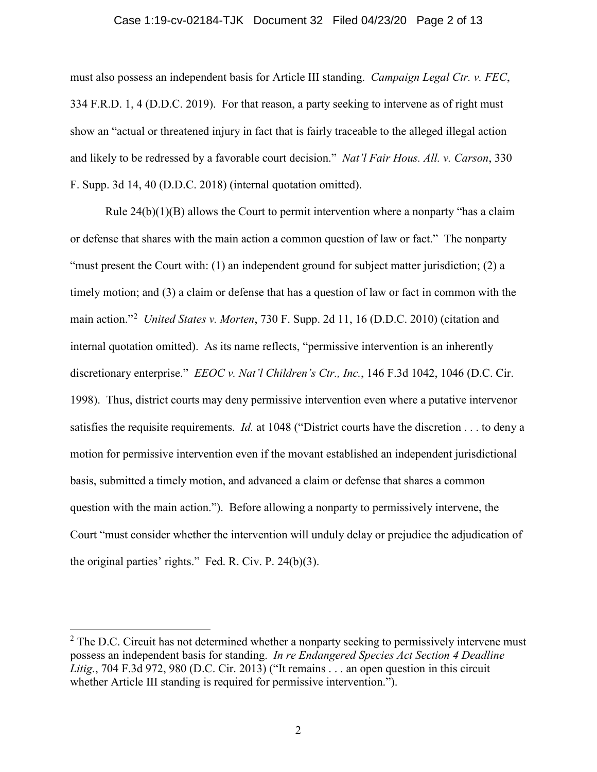must also possess an independent basis for Article III standing. *Campaign Legal Ctr. v. FEC*, 334 F.R.D. 1, 4 (D.D.C. 2019). For that reason, a party seeking to intervene as of right must show an "actual or threatened injury in fact that is fairly traceable to the alleged illegal action and likely to be redressed by a favorable court decision." *Nat'l Fair Hous. All. v. Carson*, 330 F. Supp. 3d 14, 40 (D.D.C. 2018) (internal quotation omitted).

Rule 24(b)(1)(B) allows the Court to permit intervention where a nonparty "has a claim or defense that shares with the main action a common question of law or fact." The nonparty "must present the Court with: (1) an independent ground for subject matter jurisdiction; (2) a timely motion; and (3) a claim or defense that has a question of law or fact in common with the main action."[2] *United States v. Morten*, 730 F. Supp. 2d 11, 16 (D.D.C. 2010) (citation and internal quotation omitted). As its name reflects, "permissive intervention is an inherently discretionary enterprise." *EEOC v. Nat'l Children's Ctr., Inc.*, 146 F.3d 1042, 1046 (D.C. Cir. 1998). Thus, district courts may deny permissive intervention even where a putative intervenor satisfies the requisite requirements. *Id.* at 1048 ("District courts have the discretion . . . to deny a motion for permissive intervention even if the movant established an independent jurisdictional basis, submitted a timely motion, and advanced a claim or defense that shares a common question with the main action."). Before allowing a nonparty to permissively intervene, the Court "must consider whether the intervention will unduly delay or prejudice the adjudication of the original parties' rights." Fed. R. Civ. P. 24(b)(3).

---

[2] The D.C. Circuit has not determined whether a nonparty seeking to permissively intervene must possess an independent basis for standing. *In re Endangered Species Act Section 4 Deadline Litig.*, 704 F.3d 972, 980 (D.C. Cir. 2013) ("It remains . . . an open question in this circuit whether Article III standing is required for permissive intervention.").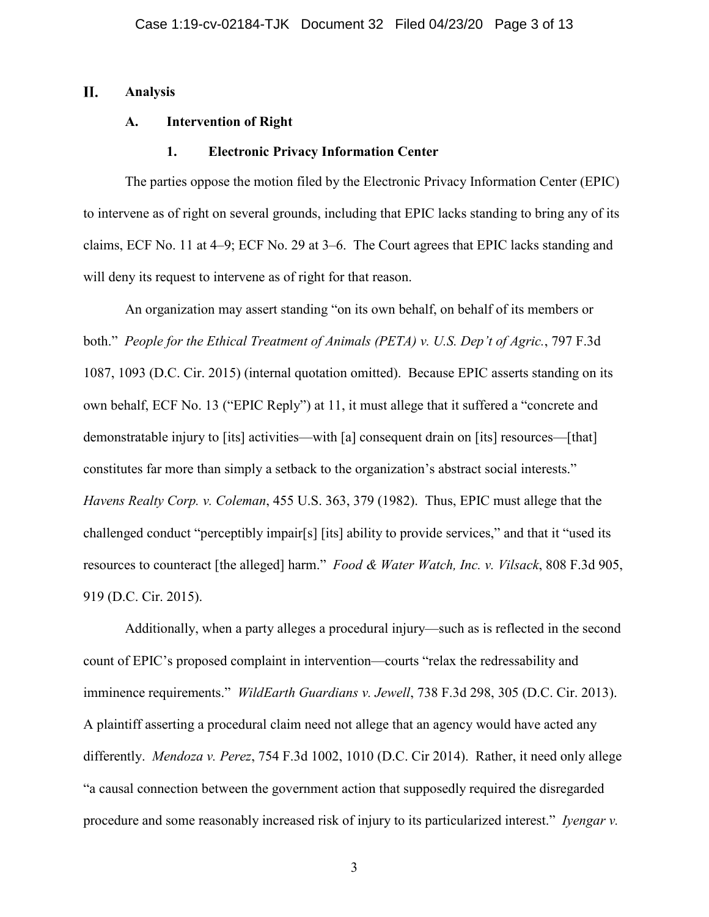## II. Analysis

### A. Intervention of Right

#### 1. Electronic Privacy Information Center

The parties oppose the motion filed by the Electronic Privacy Information Center (EPIC) to intervene as of right on several grounds, including that EPIC lacks standing to bring any of its claims, ECF No. 11 at 4–9; ECF No. 29 at 3–6. The Court agrees that EPIC lacks standing and will deny its request to intervene as of right for that reason.

An organization may assert standing "on its own behalf, on behalf of its members or both." *People for the Ethical Treatment of Animals (PETA) v. U.S. Dep't of Agric.*, 797 F.3d 1087, 1093 (D.C. Cir. 2015) (internal quotation omitted). Because EPIC asserts standing on its own behalf, ECF No. 13 ("EPIC Reply") at 11, it must allege that it suffered a "concrete and demonstratable injury to [its] activities—with [a] consequent drain on [its] resources—[that] constitutes far more than simply a setback to the organization's abstract social interests." *Havens Realty Corp. v. Coleman*, 455 U.S. 363, 379 (1982). Thus, EPIC must allege that the challenged conduct "perceptibly impair[s] [its] ability to provide services," and that it "used its resources to counteract [the alleged] harm." *Food & Water Watch, Inc. v. Vilsack*, 808 F.3d 905, 919 (D.C. Cir. 2015).

Additionally, when a party alleges a procedural injury—such as is reflected in the second count of EPIC's proposed complaint in intervention—courts "relax the redressability and imminence requirements." *WildEarth Guardians v. Jewell*, 738 F.3d 298, 305 (D.C. Cir. 2013). A plaintiff asserting a procedural claim need not allege that an agency would have acted any differently. *Mendoza v. Perez*, 754 F.3d 1002, 1010 (D.C. Cir 2014). Rather, it need only allege "a causal connection between the government action that supposedly required the disregarded procedure and some reasonably increased risk of injury to its particularized interest." *Iyengar v.*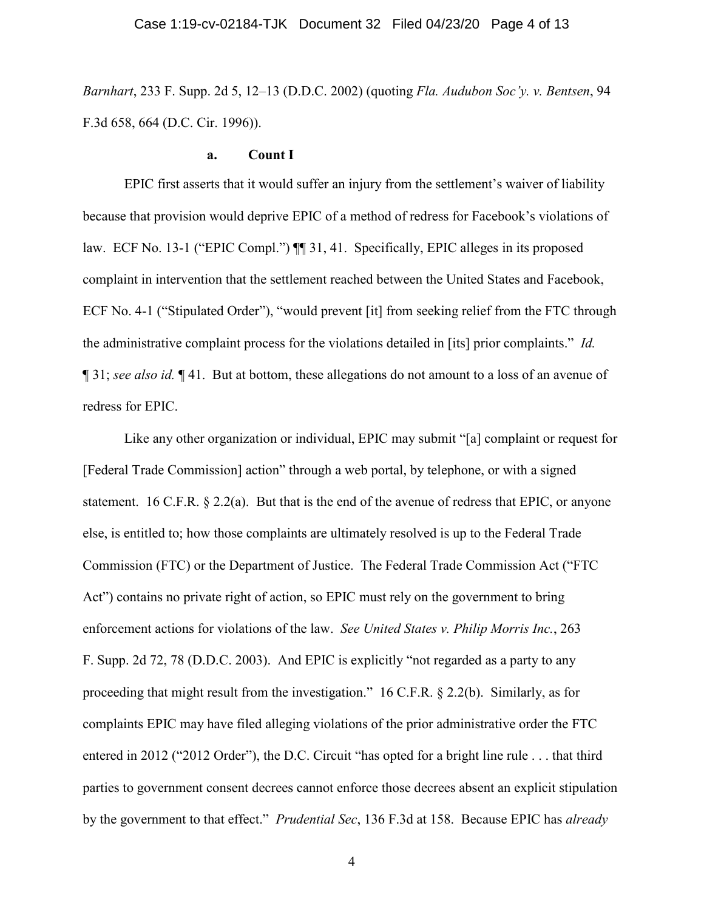*Barnhart*, 233 F. Supp. 2d 5, 12–13 (D.D.C. 2002) (quoting *Fla. Audubon Soc'y. v. Bentsen*, 94 F.3d 658, 664 (D.C. Cir. 1996)).

#### a. Count I

EPIC first asserts that it would suffer an injury from the settlement's waiver of liability because that provision would deprive EPIC of a method of redress for Facebook's violations of law. ECF No. 13-1 ("EPIC Compl.") ¶¶ 31, 41. Specifically, EPIC alleges in its proposed complaint in intervention that the settlement reached between the United States and Facebook, ECF No. 4-1 ("Stipulated Order"), "would prevent [it] from seeking relief from the FTC through the administrative complaint process for the violations detailed in [its] prior complaints." *Id.* ¶ 31; *see also id.* ¶ 41. But at bottom, these allegations do not amount to a loss of an avenue of redress for EPIC.

Like any other organization or individual, EPIC may submit "[a] complaint or request for [Federal Trade Commission] action" through a web portal, by telephone, or with a signed statement. 16 C.F.R. § 2.2(a). But that is the end of the avenue of redress that EPIC, or anyone else, is entitled to; how those complaints are ultimately resolved is up to the Federal Trade Commission (FTC) or the Department of Justice. The Federal Trade Commission Act ("FTC Act") contains no private right of action, so EPIC must rely on the government to bring enforcement actions for violations of the law. *See United States v. Philip Morris Inc.*, 263 F. Supp. 2d 72, 78 (D.D.C. 2003). And EPIC is explicitly "not regarded as a party to any proceeding that might result from the investigation." 16 C.F.R. § 2.2(b). Similarly, as for complaints EPIC may have filed alleging violations of the prior administrative order the FTC entered in 2012 ("2012 Order"), the D.C. Circuit "has opted for a bright line rule . . . that third parties to government consent decrees cannot enforce those decrees absent an explicit stipulation by the government to that effect." *Prudential Sec*, 136 F.3d at 158. Because EPIC has *already*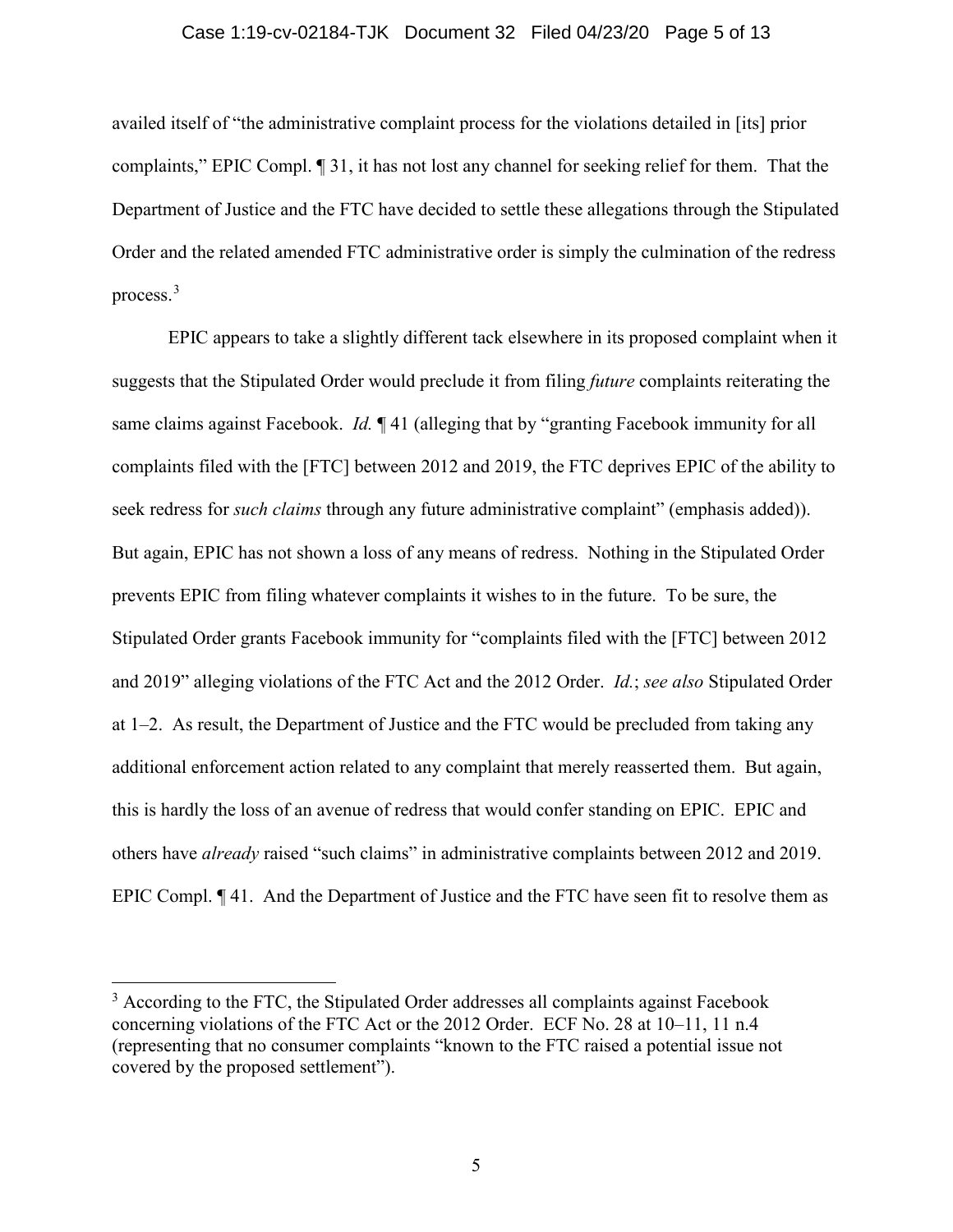availed itself of "the administrative complaint process for the violations detailed in [its] prior complaints," EPIC Compl. ¶ 31, it has not lost any channel for seeking relief for them. That the Department of Justice and the FTC have decided to settle these allegations through the Stipulated Order and the related amended FTC administrative order is simply the culmination of the redress process.[3]

EPIC appears to take a slightly different tack elsewhere in its proposed complaint when it suggests that the Stipulated Order would preclude it from filing *future* complaints reiterating the same claims against Facebook. *Id.* ¶ 41 (alleging that by "granting Facebook immunity for all complaints filed with the [FTC] between 2012 and 2019, the FTC deprives EPIC of the ability to seek redress for *such claims* through any future administrative complaint" (emphasis added)). But again, EPIC has not shown a loss of any means of redress. Nothing in the Stipulated Order prevents EPIC from filing whatever complaints it wishes to in the future. To be sure, the Stipulated Order grants Facebook immunity for "complaints filed with the [FTC] between 2012 and 2019" alleging violations of the FTC Act and the 2012 Order. *Id.*; *see also* Stipulated Order at 1–2. As result, the Department of Justice and the FTC would be precluded from taking any additional enforcement action related to any complaint that merely reasserted them. But again, this is hardly the loss of an avenue of redress that would confer standing on EPIC. EPIC and others have *already* raised "such claims" in administrative complaints between 2012 and 2019. EPIC Compl. ¶ 41. And the Department of Justice and the FTC have seen fit to resolve them as

[3] According to the FTC, the Stipulated Order addresses all complaints against Facebook concerning violations of the FTC Act or the 2012 Order. ECF No. 28 at 10–11, 11 n.4 (representing that no consumer complaints "known to the FTC raised a potential issue not covered by the proposed settlement").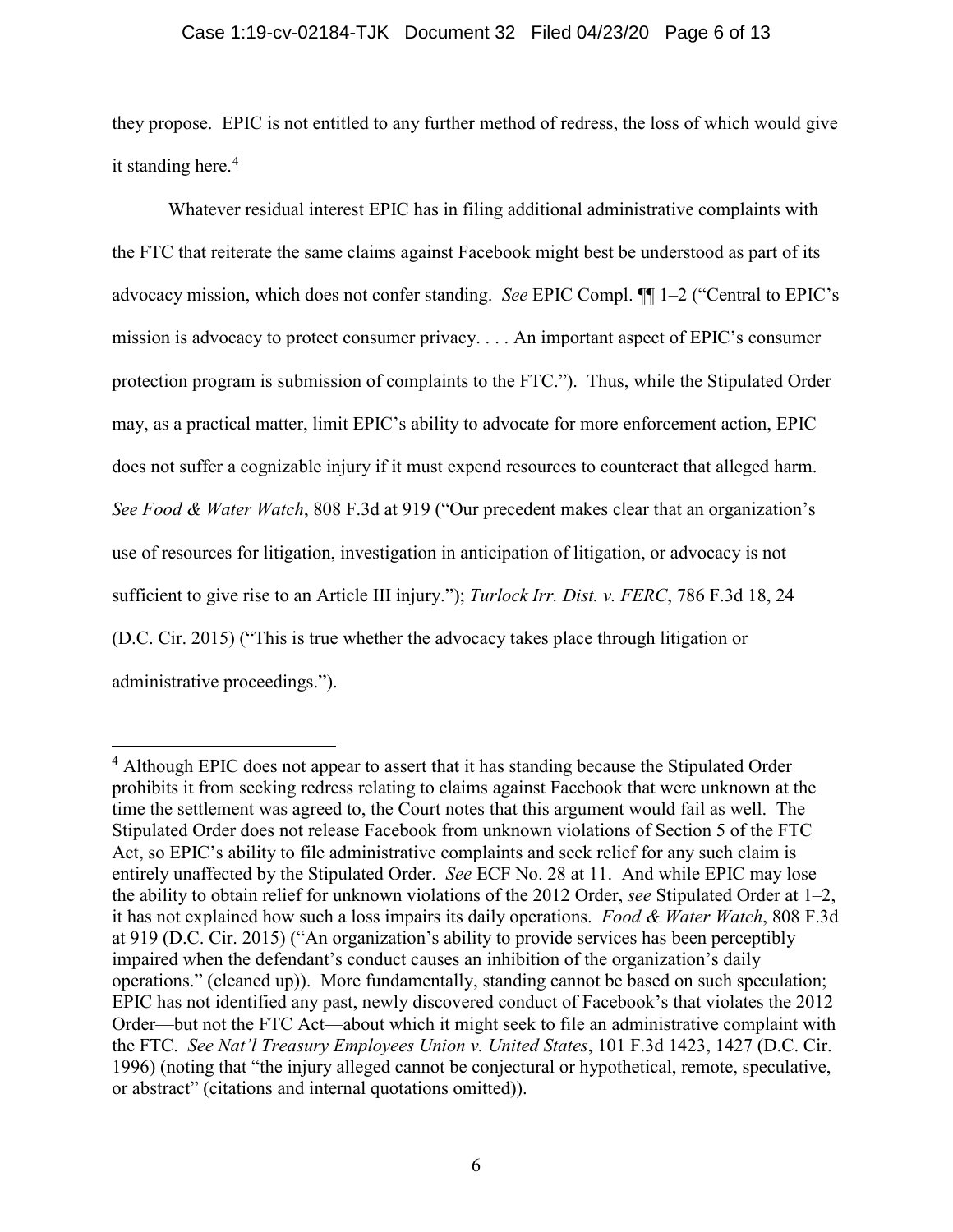they propose. EPIC is not entitled to any further method of redress, the loss of which would give it standing here.[4]

Whatever residual interest EPIC has in filing additional administrative complaints with the FTC that reiterate the same claims against Facebook might best be understood as part of its advocacy mission, which does not confer standing. *See* EPIC Compl. ¶¶ 1–2 ("Central to EPIC's mission is advocacy to protect consumer privacy. . . . An important aspect of EPIC's consumer protection program is submission of complaints to the FTC."). Thus, while the Stipulated Order may, as a practical matter, limit EPIC's ability to advocate for more enforcement action, EPIC does not suffer a cognizable injury if it must expend resources to counteract that alleged harm. *See Food & Water Watch*, 808 F.3d at 919 ("Our precedent makes clear that an organization's use of resources for litigation, investigation in anticipation of litigation, or advocacy is not sufficient to give rise to an Article III injury."); *Turlock Irr. Dist. v. FERC*, 786 F.3d 18, 24 (D.C. Cir. 2015) ("This is true whether the advocacy takes place through litigation or administrative proceedings.").

---

[4] Although EPIC does not appear to assert that it has standing because the Stipulated Order prohibits it from seeking redress relating to claims against Facebook that were unknown at the time the settlement was agreed to, the Court notes that this argument would fail as well. The Stipulated Order does not release Facebook from unknown violations of Section 5 of the FTC Act, so EPIC's ability to file administrative complaints and seek relief for any such claim is entirely unaffected by the Stipulated Order. *See* ECF No. 28 at 11. And while EPIC may lose the ability to obtain relief for unknown violations of the 2012 Order, *see* Stipulated Order at 1–2, it has not explained how such a loss impairs its daily operations. *Food & Water Watch*, 808 F.3d at 919 (D.C. Cir. 2015) ("An organization's ability to provide services has been perceptibly impaired when the defendant's conduct causes an inhibition of the organization's daily operations." (cleaned up)). More fundamentally, standing cannot be based on such speculation; EPIC has not identified any past, newly discovered conduct of Facebook's that violates the 2012 Order—but not the FTC Act—about which it might seek to file an administrative complaint with the FTC. *See Nat'l Treasury Employees Union v. United States*, 101 F.3d 1423, 1427 (D.C. Cir. 1996) (noting that "the injury alleged cannot be conjectural or hypothetical, remote, speculative, or abstract" (citations and internal quotations omitted)).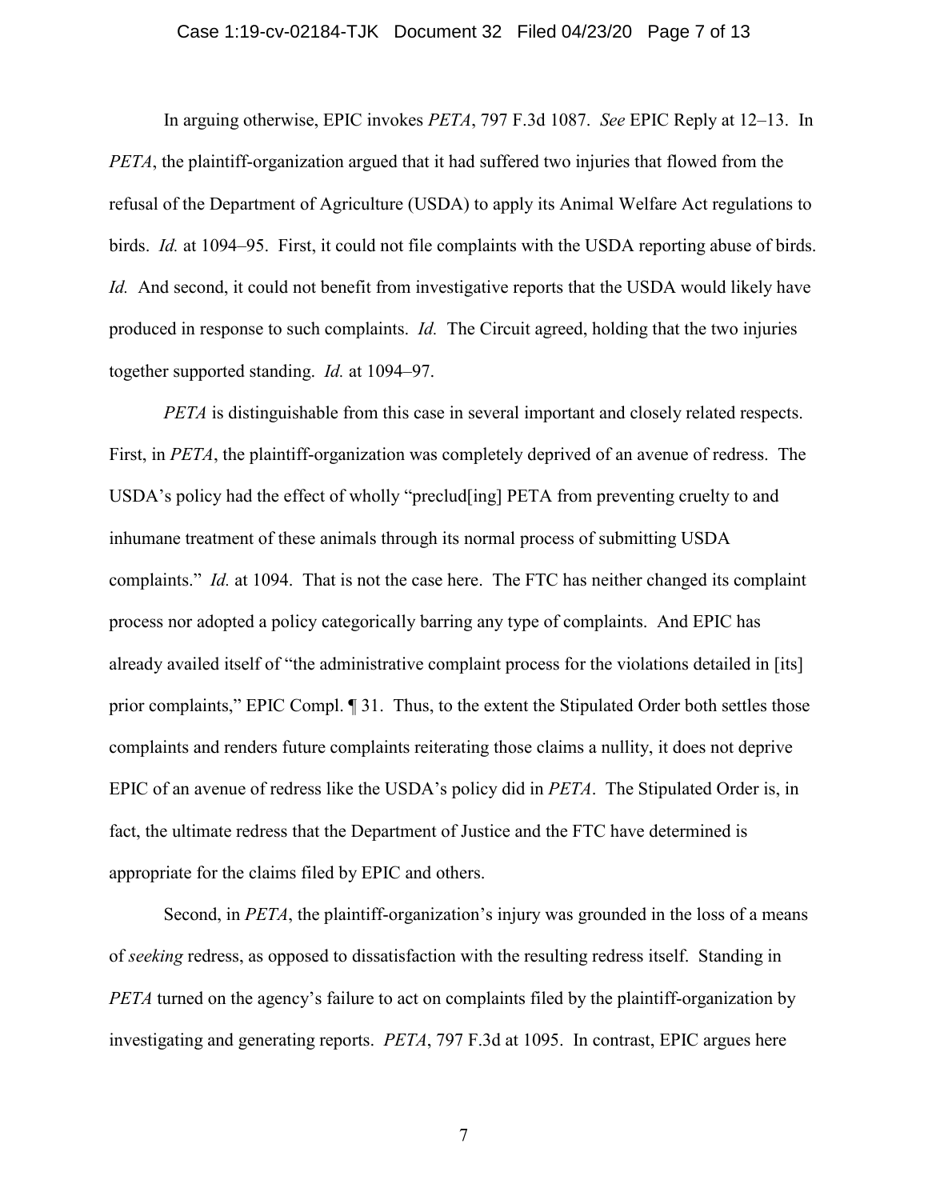In arguing otherwise, EPIC invokes *PETA*, 797 F.3d 1087. *See* EPIC Reply at 12–13. In *PETA*, the plaintiff-organization argued that it had suffered two injuries that flowed from the refusal of the Department of Agriculture (USDA) to apply its Animal Welfare Act regulations to birds. *Id.* at 1094–95. First, it could not file complaints with the USDA reporting abuse of birds. *Id.* And second, it could not benefit from investigative reports that the USDA would likely have produced in response to such complaints. *Id.* The Circuit agreed, holding that the two injuries together supported standing. *Id.* at 1094–97.

*PETA* is distinguishable from this case in several important and closely related respects. First, in *PETA*, the plaintiff-organization was completely deprived of an avenue of redress. The USDA's policy had the effect of wholly "preclud[ing] PETA from preventing cruelty to and inhumane treatment of these animals through its normal process of submitting USDA complaints." *Id.* at 1094. That is not the case here. The FTC has neither changed its complaint process nor adopted a policy categorically barring any type of complaints. And EPIC has already availed itself of "the administrative complaint process for the violations detailed in [its] prior complaints," EPIC Compl. ¶ 31. Thus, to the extent the Stipulated Order both settles those complaints and renders future complaints reiterating those claims a nullity, it does not deprive EPIC of an avenue of redress like the USDA's policy did in *PETA*. The Stipulated Order is, in fact, the ultimate redress that the Department of Justice and the FTC have determined is appropriate for the claims filed by EPIC and others.

Second, in *PETA*, the plaintiff-organization's injury was grounded in the loss of a means of *seeking* redress, as opposed to dissatisfaction with the resulting redress itself. Standing in *PETA* turned on the agency's failure to act on complaints filed by the plaintiff-organization by investigating and generating reports. *PETA*, 797 F.3d at 1095. In contrast, EPIC argues here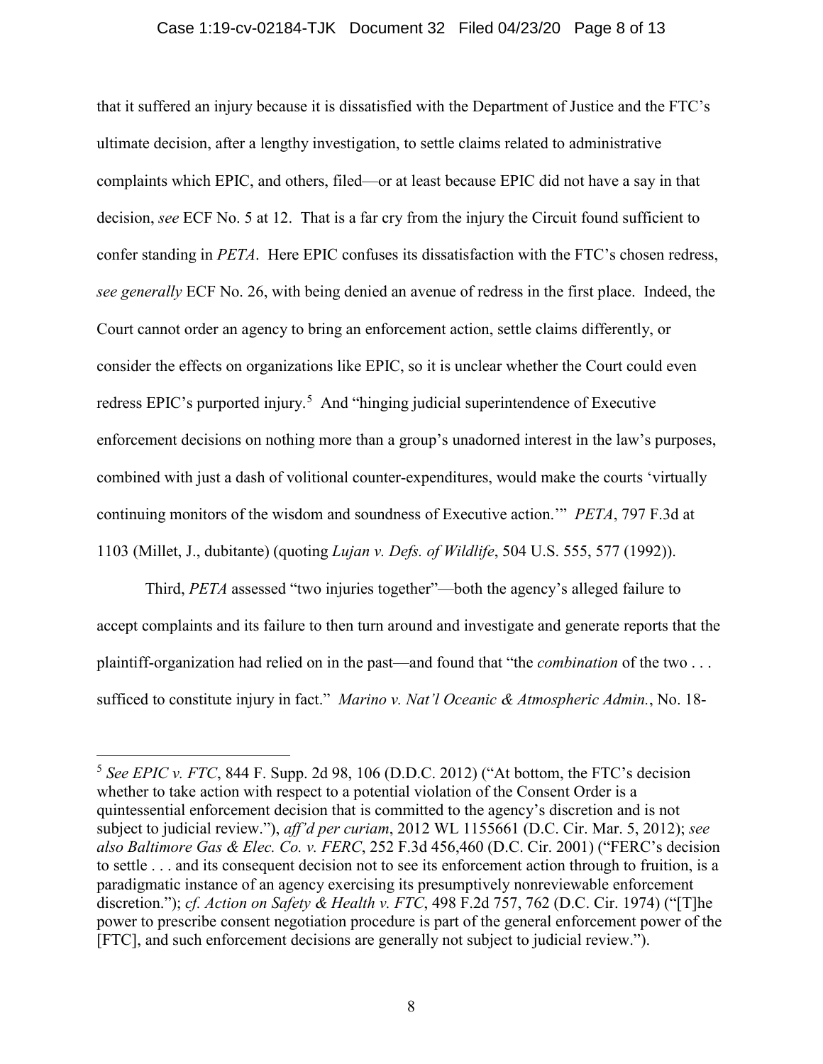that it suffered an injury because it is dissatisfied with the Department of Justice and the FTC's ultimate decision, after a lengthy investigation, to settle claims related to administrative complaints which EPIC, and others, filed—or at least because EPIC did not have a say in that decision, *see* ECF No. 5 at 12. That is a far cry from the injury the Circuit found sufficient to confer standing in *PETA*. Here EPIC confuses its dissatisfaction with the FTC's chosen redress, *see generally* ECF No. 26, with being denied an avenue of redress in the first place. Indeed, the Court cannot order an agency to bring an enforcement action, settle claims differently, or consider the effects on organizations like EPIC, so it is unclear whether the Court could even redress EPIC's purported injury.[5] And "hinging judicial superintendence of Executive enforcement decisions on nothing more than a group's unadorned interest in the law's purposes, combined with just a dash of volitional counter-expenditures, would make the courts 'virtually continuing monitors of the wisdom and soundness of Executive action.'" *PETA*, 797 F.3d at 1103 (Millet, J., dubitante) (quoting *Lujan v. Defs. of Wildlife*, 504 U.S. 555, 577 (1992)).

Third, *PETA* assessed "two injuries together"—both the agency's alleged failure to accept complaints and its failure to then turn around and investigate and generate reports that the plaintiff-organization had relied on in the past—and found that "the *combination* of the two . . . sufficed to constitute injury in fact." *Marino v. Nat'l Oceanic & Atmospheric Admin.*, No. 18-

---

[5] *See EPIC v. FTC*, 844 F. Supp. 2d 98, 106 (D.D.C. 2012) ("At bottom, the FTC's decision whether to take action with respect to a potential violation of the Consent Order is a quintessential enforcement decision that is committed to the agency's discretion and is not subject to judicial review."), *aff'd per curiam*, 2012 WL 1155661 (D.C. Cir. Mar. 5, 2012); *see also Baltimore Gas & Elec. Co. v. FERC*, 252 F.3d 456,460 (D.C. Cir. 2001) ("FERC's decision to settle . . . and its consequent decision not to see its enforcement action through to fruition, is a paradigmatic instance of an agency exercising its presumptively nonreviewable enforcement discretion."); *cf. Action on Safety & Health v. FTC*, 498 F.2d 757, 762 (D.C. Cir. 1974) ("[T]he power to prescribe consent negotiation procedure is part of the general enforcement power of the [FTC], and such enforcement decisions are generally not subject to judicial review.").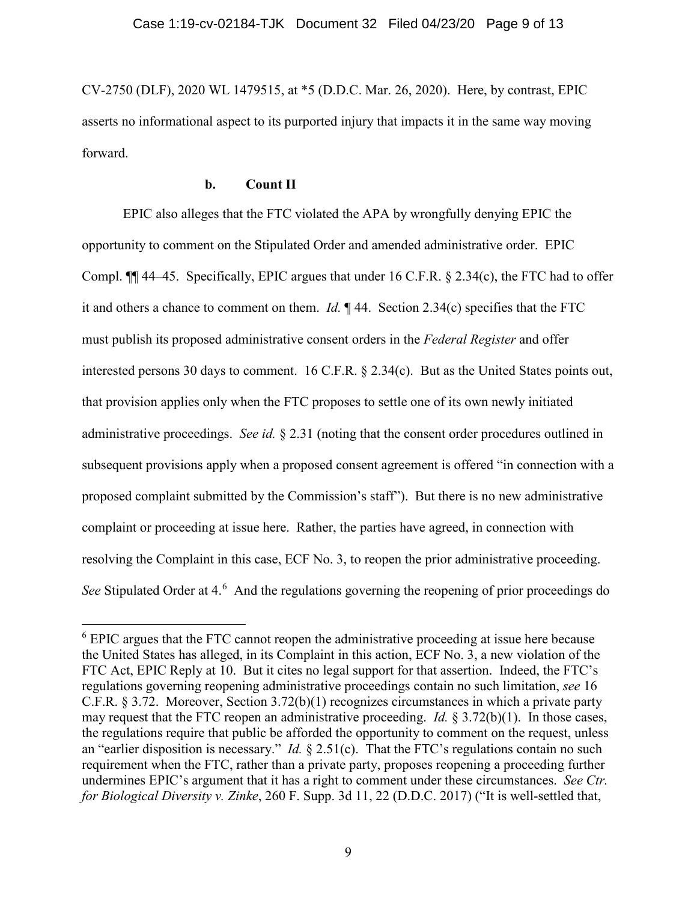CV-2750 (DLF), 2020 WL 1479515, at *5 (D.D.C. Mar. 26, 2020). Here, by contrast, EPIC asserts no informational aspect to its purported injury that impacts it in the same way moving forward.

**b. Count II**

EPIC also alleges that the FTC violated the APA by wrongfully denying EPIC the opportunity to comment on the Stipulated Order and amended administrative order. EPIC Compl. ¶¶ 44–45. Specifically, EPIC argues that under 16 C.F.R. § 2.34(c), the FTC had to offer it and others a chance to comment on them. *Id.* ¶ 44. Section 2.34(c) specifies that the FTC must publish its proposed administrative consent orders in the *Federal Register* and offer interested persons 30 days to comment. 16 C.F.R. § 2.34(c). But as the United States points out, that provision applies only when the FTC proposes to settle one of its own newly initiated administrative proceedings. *See id.* § 2.31 (noting that the consent order procedures outlined in subsequent provisions apply when a proposed consent agreement is offered "in connection with a proposed complaint submitted by the Commission's staff"). But there is no new administrative complaint or proceeding at issue here. Rather, the parties have agreed, in connection with resolving the Complaint in this case, ECF No. 3, to reopen the prior administrative proceeding. *See* Stipulated Order at 4.[6] And the regulations governing the reopening of prior proceedings do

---

[6] EPIC argues that the FTC cannot reopen the administrative proceeding at issue here because the United States has alleged, in its Complaint in this action, ECF No. 3, a new violation of the FTC Act, EPIC Reply at 10. But it cites no legal support for that assertion. Indeed, the FTC's regulations governing reopening administrative proceedings contain no such limitation, *see* 16 C.F.R. § 3.72. Moreover, Section 3.72(b)(1) recognizes circumstances in which a private party may request that the FTC reopen an administrative proceeding. *Id.* § 3.72(b)(1). In those cases, the regulations require that public be afforded the opportunity to comment on the request, unless an "earlier disposition is necessary." *Id.* § 2.51(c). That the FTC's regulations contain no such requirement when the FTC, rather than a private party, proposes reopening a proceeding further undermines EPIC's argument that it has a right to comment under these circumstances. *See Ctr. for Biological Diversity v. Zinke*, 260 F. Supp. 3d 11, 22 (D.D.C. 2017) ("It is well-settled that,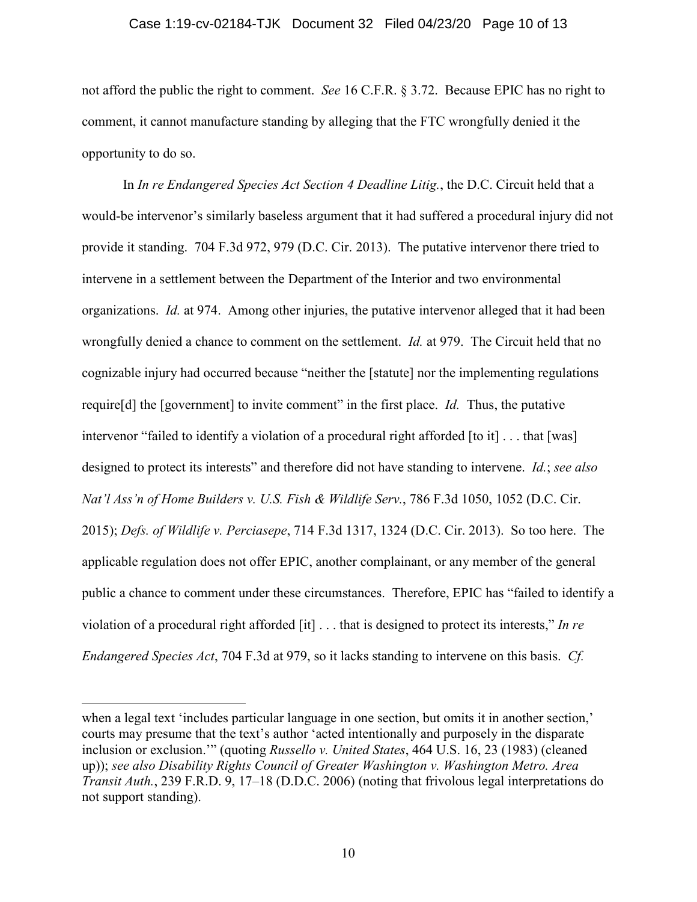not afford the public the right to comment. *See* 16 C.F.R. § 3.72. Because EPIC has no right to comment, it cannot manufacture standing by alleging that the FTC wrongfully denied it the opportunity to do so.

In *In re Endangered Species Act Section 4 Deadline Litig.*, the D.C. Circuit held that a would-be intervenor's similarly baseless argument that it had suffered a procedural injury did not provide it standing. 704 F.3d 972, 979 (D.C. Cir. 2013). The putative intervenor there tried to intervene in a settlement between the Department of the Interior and two environmental organizations. *Id.* at 974. Among other injuries, the putative intervenor alleged that it had been wrongfully denied a chance to comment on the settlement. *Id.* at 979. The Circuit held that no cognizable injury had occurred because "neither the [statute] nor the implementing regulations require[d] the [government] to invite comment" in the first place. *Id.* Thus, the putative intervenor "failed to identify a violation of a procedural right afforded [to it] . . . that [was] designed to protect its interests" and therefore did not have standing to intervene. *Id.*; *see also Nat'l Ass'n of Home Builders v. U.S. Fish & Wildlife Serv.*, 786 F.3d 1050, 1052 (D.C. Cir. 2015); *Defs. of Wildlife v. Perciasepe*, 714 F.3d 1317, 1324 (D.C. Cir. 2013). So too here. The applicable regulation does not offer EPIC, another complainant, or any member of the general public a chance to comment under these circumstances. Therefore, EPIC has "failed to identify a violation of a procedural right afforded [it] . . . that is designed to protect its interests," *In re Endangered Species Act*, 704 F.3d at 979, so it lacks standing to intervene on this basis. *Cf.*

---

when a legal text 'includes particular language in one section, but omits it in another section,' courts may presume that the text's author 'acted intentionally and purposely in the disparate inclusion or exclusion.'" (quoting *Russello v. United States*, 464 U.S. 16, 23 (1983) (cleaned up)); *see also Disability Rights Council of Greater Washington v. Washington Metro. Area Transit Auth.*, 239 F.R.D. 9, 17–18 (D.D.C. 2006) (noting that frivolous legal interpretations do not support standing).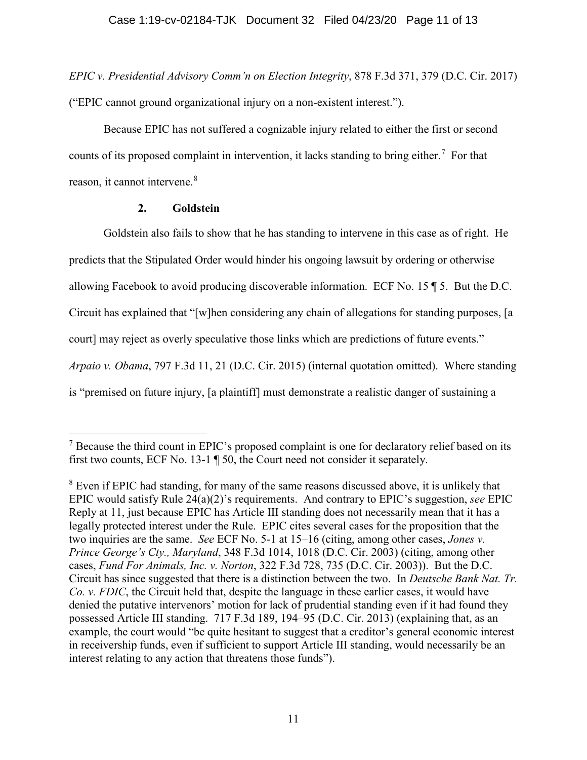*EPIC v. Presidential Advisory Comm'n on Election Integrity*, 878 F.3d 371, 379 (D.C. Cir. 2017) ("EPIC cannot ground organizational injury on a non-existent interest.").

Because EPIC has not suffered a cognizable injury related to either the first or second counts of its proposed complaint in intervention, it lacks standing to bring either.[7] For that reason, it cannot intervene.[8]

**2. Goldstein**

Goldstein also fails to show that he has standing to intervene in this case as of right. He predicts that the Stipulated Order would hinder his ongoing lawsuit by ordering or otherwise allowing Facebook to avoid producing discoverable information. ECF No. 15 ¶ 5. But the D.C. Circuit has explained that "[w]hen considering any chain of allegations for standing purposes, [a court] may reject as overly speculative those links which are predictions of future events." *Arpaio v. Obama*, 797 F.3d 11, 21 (D.C. Cir. 2015) (internal quotation omitted). Where standing is "premised on future injury, [a plaintiff] must demonstrate a realistic danger of sustaining a

---

[7] Because the third count in EPIC's proposed complaint is one for declaratory relief based on its first two counts, ECF No. 13-1 ¶ 50, the Court need not consider it separately.

[8] Even if EPIC had standing, for many of the same reasons discussed above, it is unlikely that EPIC would satisfy Rule 24(a)(2)'s requirements. And contrary to EPIC's suggestion, *see* EPIC Reply at 11, just because EPIC has Article III standing does not necessarily mean that it has a legally protected interest under the Rule. EPIC cites several cases for the proposition that the two inquiries are the same. *See* ECF No. 5-1 at 15–16 (citing, among other cases, *Jones v. Prince George's Cty., Maryland*, 348 F.3d 1014, 1018 (D.C. Cir. 2003) (citing, among other cases, *Fund For Animals, Inc. v. Norton*, 322 F.3d 728, 735 (D.C. Cir. 2003)). But the D.C. Circuit has since suggested that there is a distinction between the two. In *Deutsche Bank Nat. Tr. Co. v. FDIC*, the Circuit held that, despite the language in these earlier cases, it would have denied the putative intervenors' motion for lack of prudential standing even if it had found they possessed Article III standing. 717 F.3d 189, 194–95 (D.C. Cir. 2013) (explaining that, as an example, the court would "be quite hesitant to suggest that a creditor's general economic interest in receivership funds, even if sufficient to support Article III standing, would necessarily be an interest relating to any action that threatens those funds").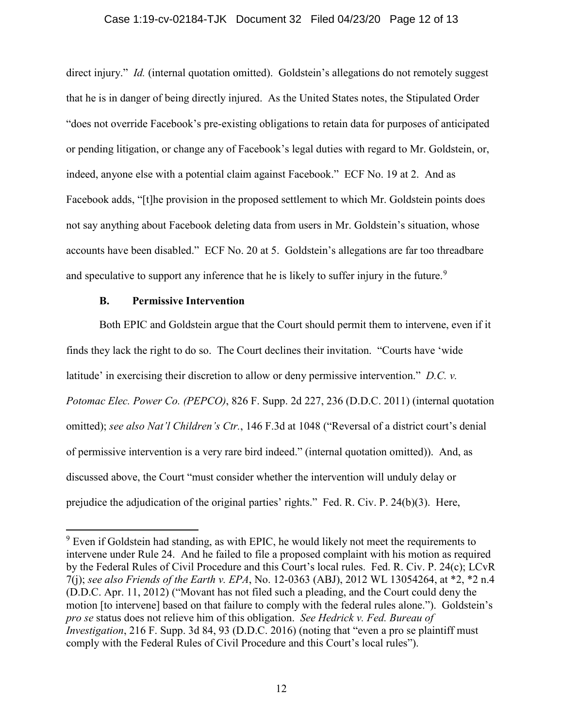direct injury." *Id.* (internal quotation omitted). Goldstein's allegations do not remotely suggest that he is in danger of being directly injured. As the United States notes, the Stipulated Order "does not override Facebook's pre-existing obligations to retain data for purposes of anticipated or pending litigation, or change any of Facebook's legal duties with regard to Mr. Goldstein, or, indeed, anyone else with a potential claim against Facebook." ECF No. 19 at 2. And as Facebook adds, "[t]he provision in the proposed settlement to which Mr. Goldstein points does not say anything about Facebook deleting data from users in Mr. Goldstein's situation, whose accounts have been disabled." ECF No. 20 at 5. Goldstein's allegations are far too threadbare and speculative to support any inference that he is likely to suffer injury in the future.[9]

### B. Permissive Intervention

Both EPIC and Goldstein argue that the Court should permit them to intervene, even if it finds they lack the right to do so. The Court declines their invitation. "Courts have 'wide latitude' in exercising their discretion to allow or deny permissive intervention." *D.C. v. Potomac Elec. Power Co. (PEPCO)*, 826 F. Supp. 2d 227, 236 (D.D.C. 2011) (internal quotation omitted); *see also Nat'l Children's Ctr.*, 146 F.3d at 1048 ("Reversal of a district court's denial of permissive intervention is a very rare bird indeed." (internal quotation omitted)). And, as discussed above, the Court "must consider whether the intervention will unduly delay or prejudice the adjudication of the original parties' rights." Fed. R. Civ. P. 24(b)(3). Here,

---

[9] Even if Goldstein had standing, as with EPIC, he would likely not meet the requirements to intervene under Rule 24. And he failed to file a proposed complaint with his motion as required by the Federal Rules of Civil Procedure and this Court's local rules. Fed. R. Civ. P. 24(c); LCvR 7(j); *see also Friends of the Earth v. EPA*, No. 12-0363 (ABJ), 2012 WL 13054264, at *2, *2 n.4 (D.D.C. Apr. 11, 2012) ("Movant has not filed such a pleading, and the Court could deny the motion [to intervene] based on that failure to comply with the federal rules alone."). Goldstein's *pro se* status does not relieve him of this obligation. *See Hedrick v. Fed. Bureau of Investigation*, 216 F. Supp. 3d 84, 93 (D.D.C. 2016) (noting that "even a pro se plaintiff must comply with the Federal Rules of Civil Procedure and this Court's local rules").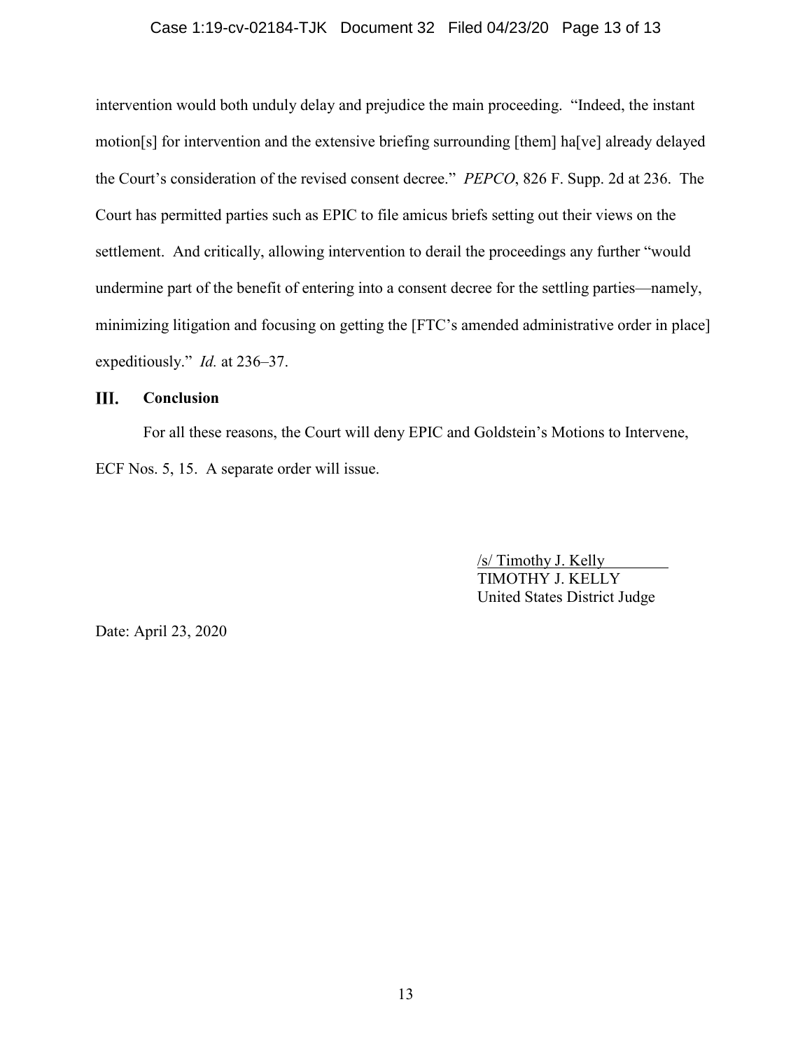intervention would both unduly delay and prejudice the main proceeding. "Indeed, the instant motion[s] for intervention and the extensive briefing surrounding [them] ha[ve] already delayed the Court's consideration of the revised consent decree." *PEPCO*, 826 F. Supp. 2d at 236. The Court has permitted parties such as EPIC to file amicus briefs setting out their views on the settlement. And critically, allowing intervention to derail the proceedings any further "would undermine part of the benefit of entering into a consent decree for the settling parties—namely, minimizing litigation and focusing on getting the [FTC's amended administrative order in place] expeditiously." *Id.* at 236–37.

## III. Conclusion

For all these reasons, the Court will deny EPIC and Goldstein's Motions to Intervene, ECF Nos. 5, 15. A separate order will issue.

/s/ Timothy J. Kelly
TIMOTHY J. KELLY
United States District Judge

Date: April 23, 2020